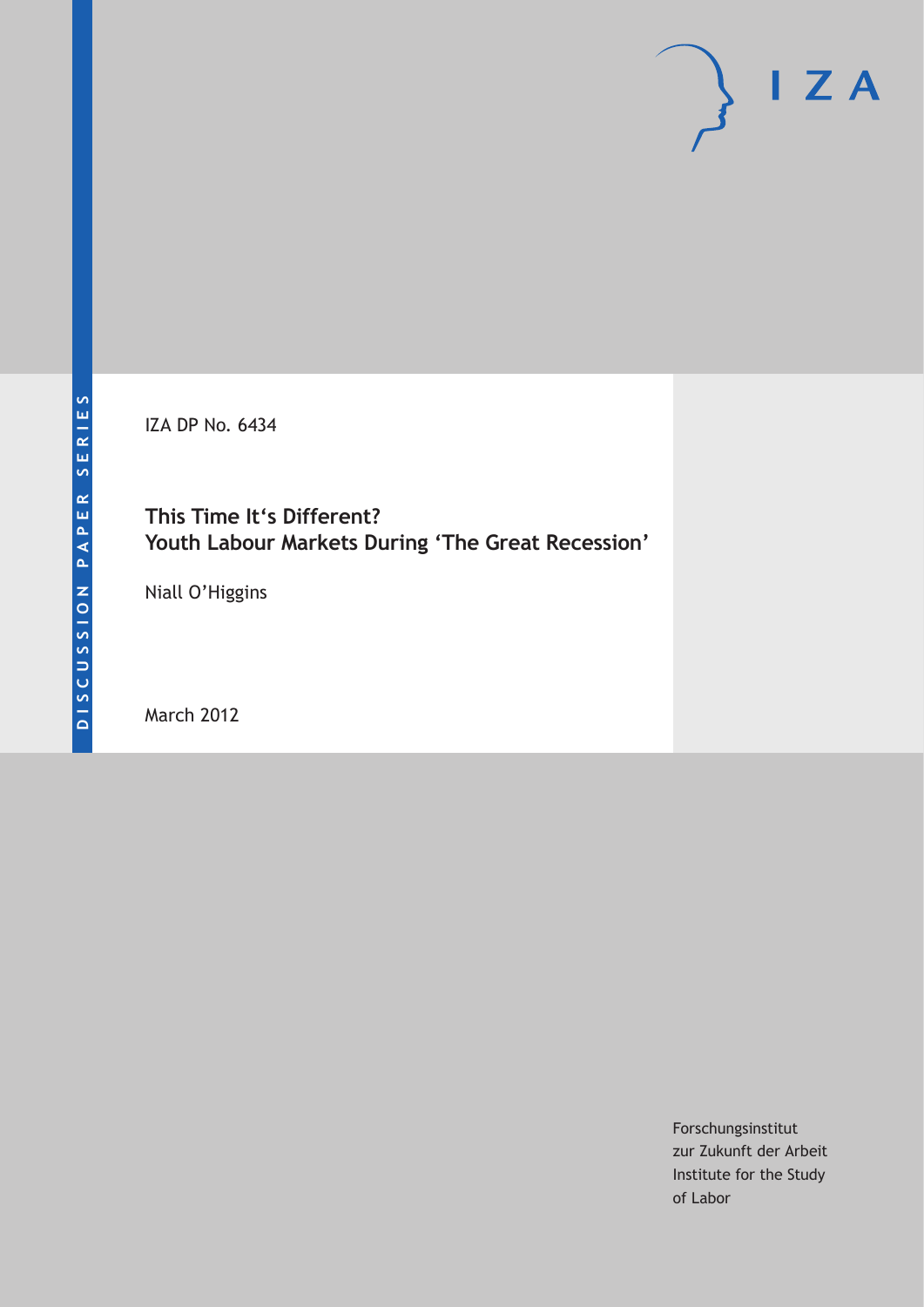DISCUSSION PAPER SERIES

IZA DP No. 6434

# This Time It's Different? Youth Labour Markets During 'The Great Recession'

Niall O'Higgins

March 2012

Forschungsinstitut
zur Zukunft der Arbeit
Institute for the Study
of Labor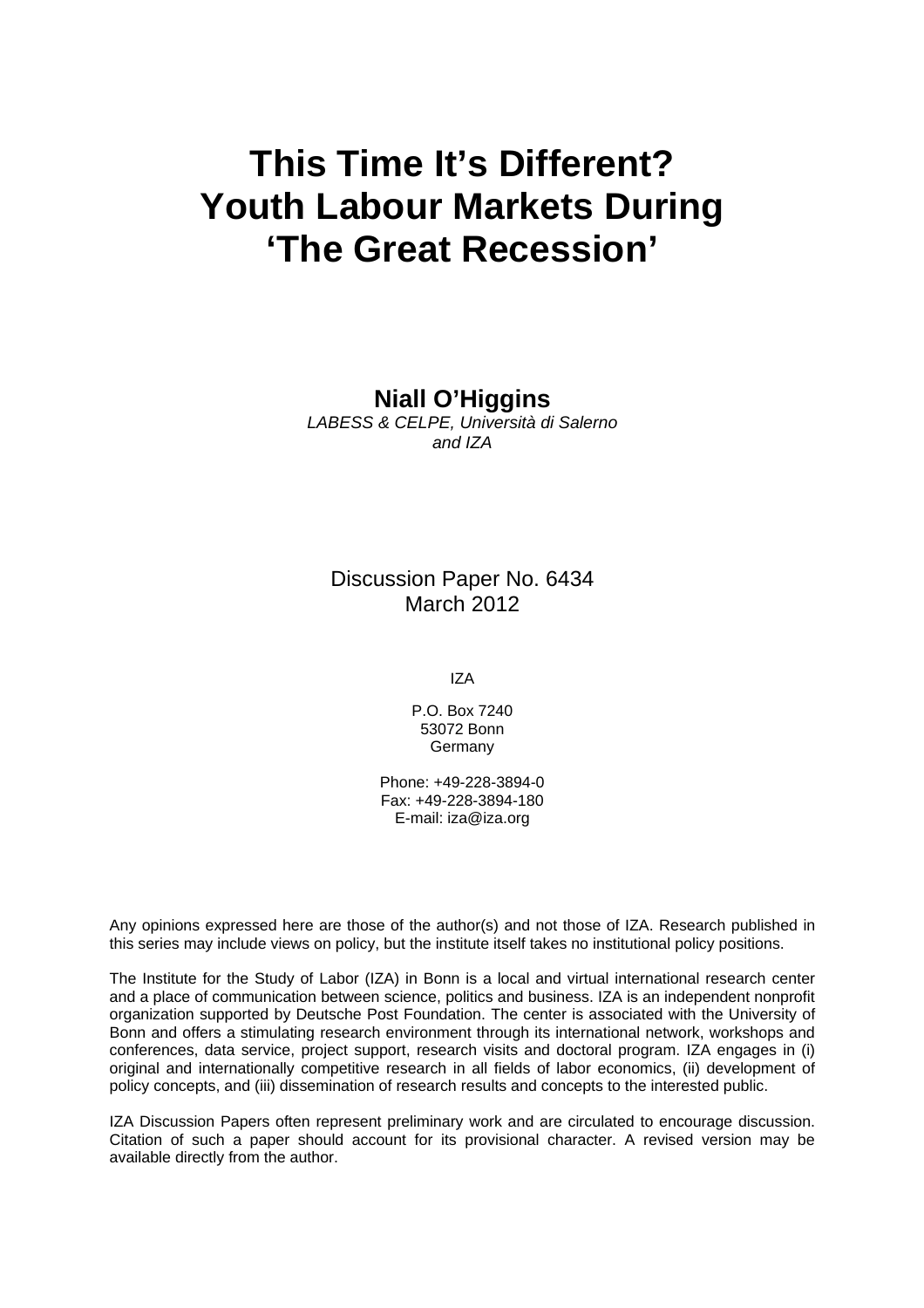# This Time It's Different? Youth Labour Markets During 'The Great Recession'

**Niall O'Higgins**
*LABESS & CELPE, Università di Salerno and IZA*

Discussion Paper No. 6434
March 2012

IZA

P.O. Box 7240
53072 Bonn
Germany

Phone: +49-228-3894-0
Fax: +49-228-3894-180
E-mail: iza@iza.org

Any opinions expressed here are those of the author(s) and not those of IZA. Research published in this series may include views on policy, but the institute itself takes no institutional policy positions.

The Institute for the Study of Labor (IZA) in Bonn is a local and virtual international research center and a place of communication between science, politics and business. IZA is an independent nonprofit organization supported by Deutsche Post Foundation. The center is associated with the University of Bonn and offers a stimulating research environment through its international network, workshops and conferences, data service, project support, research visits and doctoral program. IZA engages in (i) original and internationally competitive research in all fields of labor economics, (ii) development of policy concepts, and (iii) dissemination of research results and concepts to the interested public.

IZA Discussion Papers often represent preliminary work and are circulated to encourage discussion. Citation of such a paper should account for its provisional character. A revised version may be available directly from the author.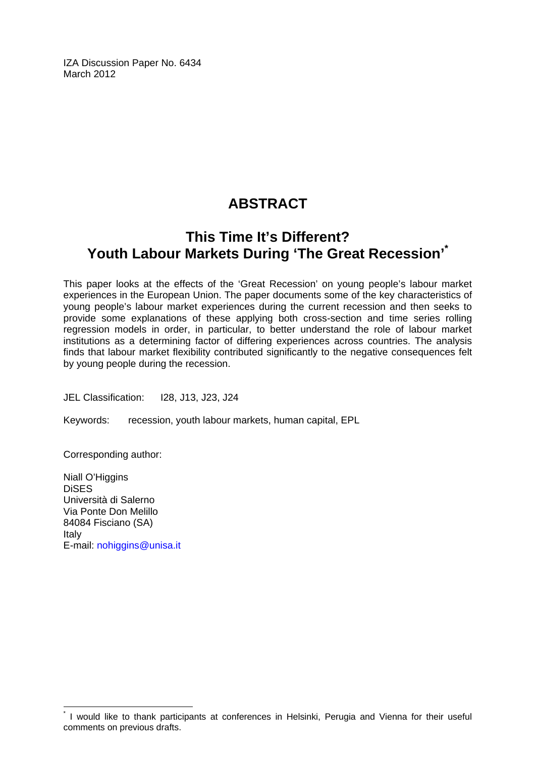IZA Discussion Paper No. 6434
March 2012

# ABSTRACT

## This Time It's Different? Youth Labour Markets During 'The Great Recession'*

This paper looks at the effects of the 'Great Recession' on young people's labour market experiences in the European Union. The paper documents some of the key characteristics of young people's labour market experiences during the current recession and then seeks to provide some explanations of these applying both cross-section and time series rolling regression models in order, in particular, to better understand the role of labour market institutions as a determining factor of differing experiences across countries. The analysis finds that labour market flexibility contributed significantly to the negative consequences felt by young people during the recession.

JEL Classification: I28, J13, J23, J24

Keywords: recession, youth labour markets, human capital, EPL

Corresponding author:

Niall O'Higgins
DiSES
Università di Salerno
Via Ponte Don Melillo
84084 Fisciano (SA)
Italy
E-mail: nohiggins@unisa.it

* I would like to thank participants at conferences in Helsinki, Perugia and Vienna for their useful comments on previous drafts.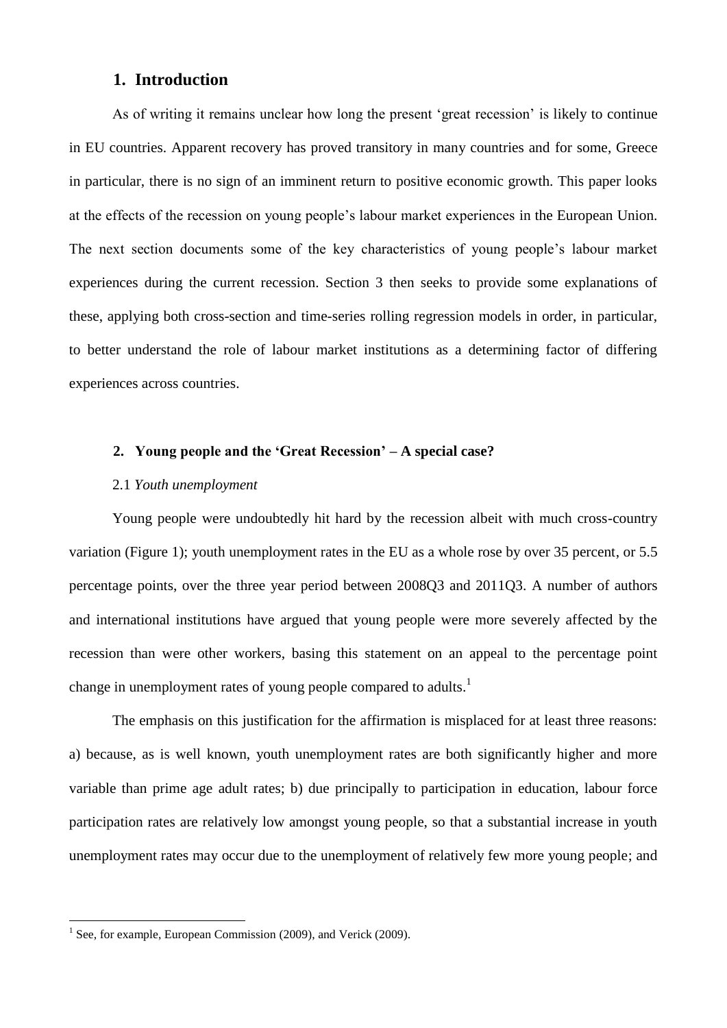## 1. Introduction

As of writing it remains unclear how long the present 'great recession' is likely to continue in EU countries. Apparent recovery has proved transitory in many countries and for some, Greece in particular, there is no sign of an imminent return to positive economic growth. This paper looks at the effects of the recession on young people's labour market experiences in the European Union. The next section documents some of the key characteristics of young people's labour market experiences during the current recession. Section 3 then seeks to provide some explanations of these, applying both cross-section and time-series rolling regression models in order, in particular, to better understand the role of labour market institutions as a determining factor of differing experiences across countries.

## 2. Young people and the 'Great Recession' – A special case?

### 2.1 *Youth unemployment*

Young people were undoubtedly hit hard by the recession albeit with much cross-country variation (Figure 1); youth unemployment rates in the EU as a whole rose by over 35 percent, or 5.5 percentage points, over the three year period between 2008Q3 and 2011Q3. A number of authors and international institutions have argued that young people were more severely affected by the recession than were other workers, basing this statement on an appeal to the percentage point change in unemployment rates of young people compared to adults.[1]

The emphasis on this justification for the affirmation is misplaced for at least three reasons: a) because, as is well known, youth unemployment rates are both significantly higher and more variable than prime age adult rates; b) due principally to participation in education, labour force participation rates are relatively low amongst young people, so that a substantial increase in youth unemployment rates may occur due to the unemployment of relatively few more young people; and

[1] See, for example, European Commission (2009), and Verick (2009).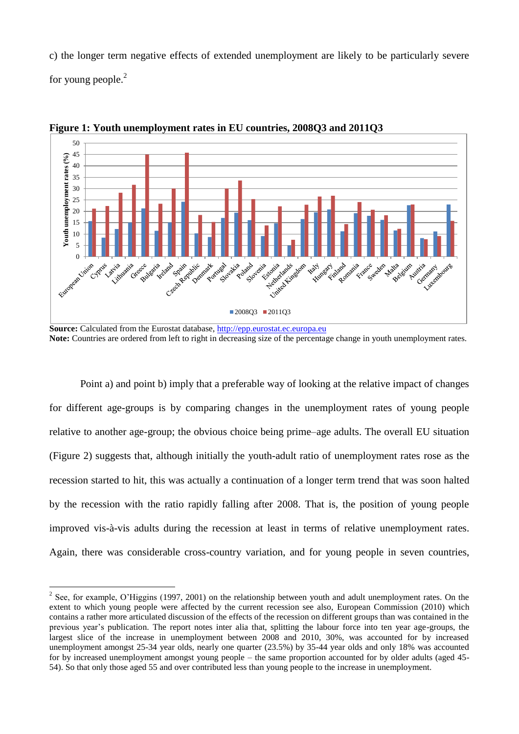c) the longer term negative effects of extended unemployment are likely to be particularly severe for young people.[2]

**Figure 1: Youth unemployment rates in EU countries, 2008Q3 and 2011Q3**

**Source:** Calculated from the Eurostat database, http://epp.eurostat.ec.europa.eu
**Note:** Countries are ordered from left to right in decreasing size of the percentage change in youth unemployment rates.

Point a) and point b) imply that a preferable way of looking at the relative impact of changes for different age-groups is by comparing changes in the unemployment rates of young people relative to another age-group; the obvious choice being prime–age adults. The overall EU situation (Figure 2) suggests that, although initially the youth-adult ratio of unemployment rates rose as the recession started to hit, this was actually a continuation of a longer term trend that was soon halted by the recession with the ratio rapidly falling after 2008. That is, the position of young people improved vis-à-vis adults during the recession at least in terms of relative unemployment rates. Again, there was considerable cross-country variation, and for young people in seven countries,

[2] See, for example, O'Higgins (1997, 2001) on the relationship between youth and adult unemployment rates. On the extent to which young people were affected by the current recession see also, European Commission (2010) which contains a rather more articulated discussion of the effects of the recession on different groups than was contained in the previous year's publication. The report notes inter alia that, splitting the labour force into ten year age-groups, the largest slice of the increase in unemployment between 2008 and 2010, 30%, was accounted for by increased unemployment amongst 25-34 year olds, nearly one quarter (23.5%) by 35-44 year olds and only 18% was accounted for by increased unemployment amongst young people – the same proportion accounted for by older adults (aged 45-54). So that only those aged 55 and over contributed less than young people to the increase in unemployment.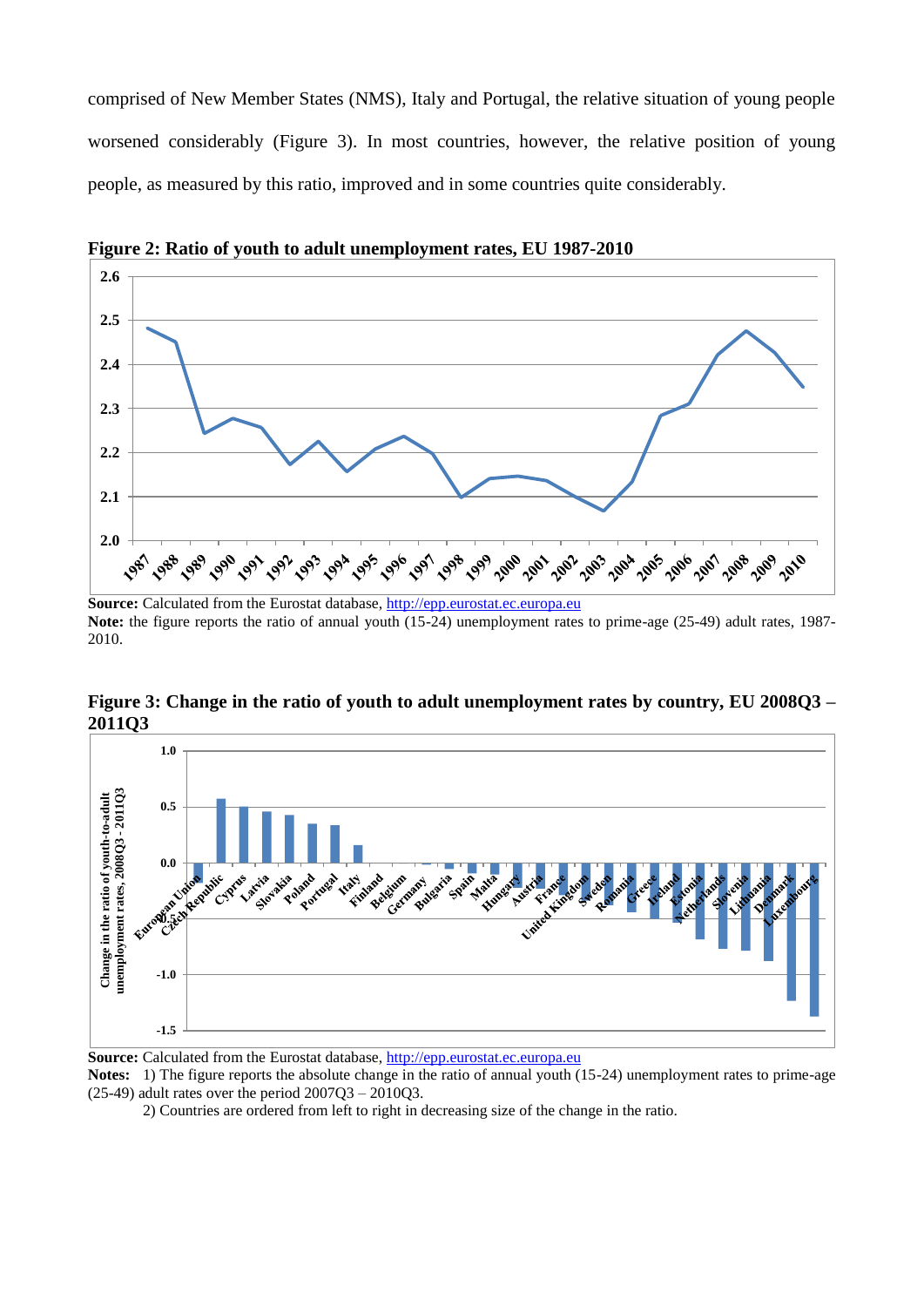comprised of New Member States (NMS), Italy and Portugal, the relative situation of young people worsened considerably (Figure 3). In most countries, however, the relative position of young people, as measured by this ratio, improved and in some countries quite considerably.

**Figure 2: Ratio of youth to adult unemployment rates, EU 1987-2010**

**Source:** Calculated from the Eurostat database, http://epp.eurostat.ec.europa.eu

**Note:** the figure reports the ratio of annual youth (15-24) unemployment rates to prime-age (25-49) adult rates, 1987-2010.

**Figure 3: Change in the ratio of youth to adult unemployment rates by country, EU 2008Q3 – 2011Q3**

**Source:** Calculated from the Eurostat database, http://epp.eurostat.ec.europa.eu

**Notes:** 1) The figure reports the absolute change in the ratio of annual youth (15-24) unemployment rates to prime-age (25-49) adult rates over the period 2007Q3 – 2010Q3.

2) Countries are ordered from left to right in decreasing size of the change in the ratio.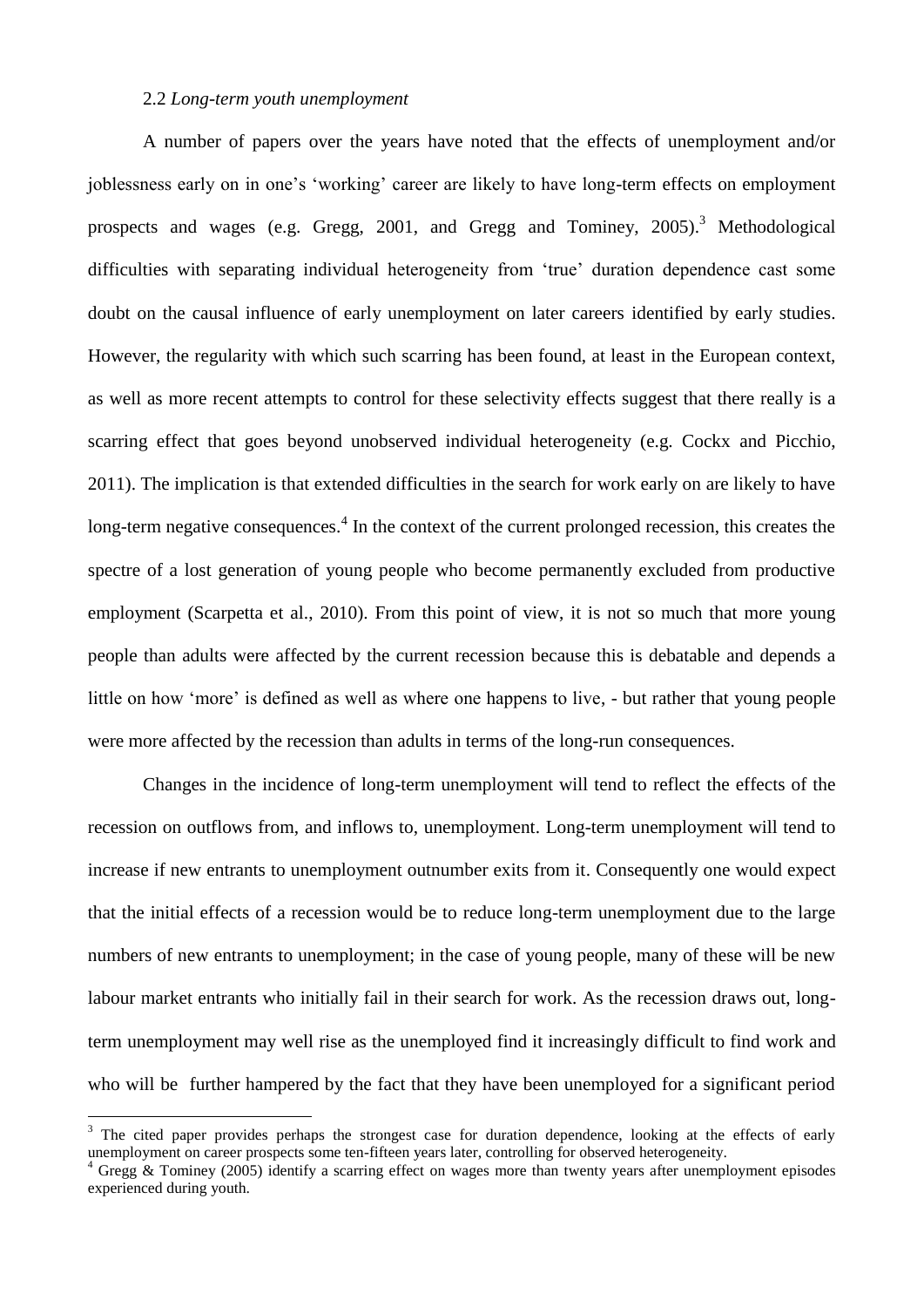### 2.2 *Long-term youth unemployment*

A number of papers over the years have noted that the effects of unemployment and/or joblessness early on in one's 'working' career are likely to have long-term effects on employment prospects and wages (e.g. Gregg, 2001, and Gregg and Tominey, 2005).[3] Methodological difficulties with separating individual heterogeneity from 'true' duration dependence cast some doubt on the causal influence of early unemployment on later careers identified by early studies. However, the regularity with which such scarring has been found, at least in the European context, as well as more recent attempts to control for these selectivity effects suggest that there really is a scarring effect that goes beyond unobserved individual heterogeneity (e.g. Cockx and Picchio, 2011). The implication is that extended difficulties in the search for work early on are likely to have long-term negative consequences.[4] In the context of the current prolonged recession, this creates the spectre of a lost generation of young people who become permanently excluded from productive employment (Scarpetta et al., 2010). From this point of view, it is not so much that more young people than adults were affected by the current recession because this is debatable and depends a little on how 'more' is defined as well as where one happens to live, - but rather that young people were more affected by the recession than adults in terms of the long-run consequences.

Changes in the incidence of long-term unemployment will tend to reflect the effects of the recession on outflows from, and inflows to, unemployment. Long-term unemployment will tend to increase if new entrants to unemployment outnumber exits from it. Consequently one would expect that the initial effects of a recession would be to reduce long-term unemployment due to the large numbers of new entrants to unemployment; in the case of young people, many of these will be new labour market entrants who initially fail in their search for work. As the recession draws out, long-term unemployment may well rise as the unemployed find it increasingly difficult to find work and who will be further hampered by the fact that they have been unemployed for a significant period

[3] The cited paper provides perhaps the strongest case for duration dependence, looking at the effects of early unemployment on career prospects some ten-fifteen years later, controlling for observed heterogeneity.

[4] Gregg & Tominey (2005) identify a scarring effect on wages more than twenty years after unemployment episodes experienced during youth.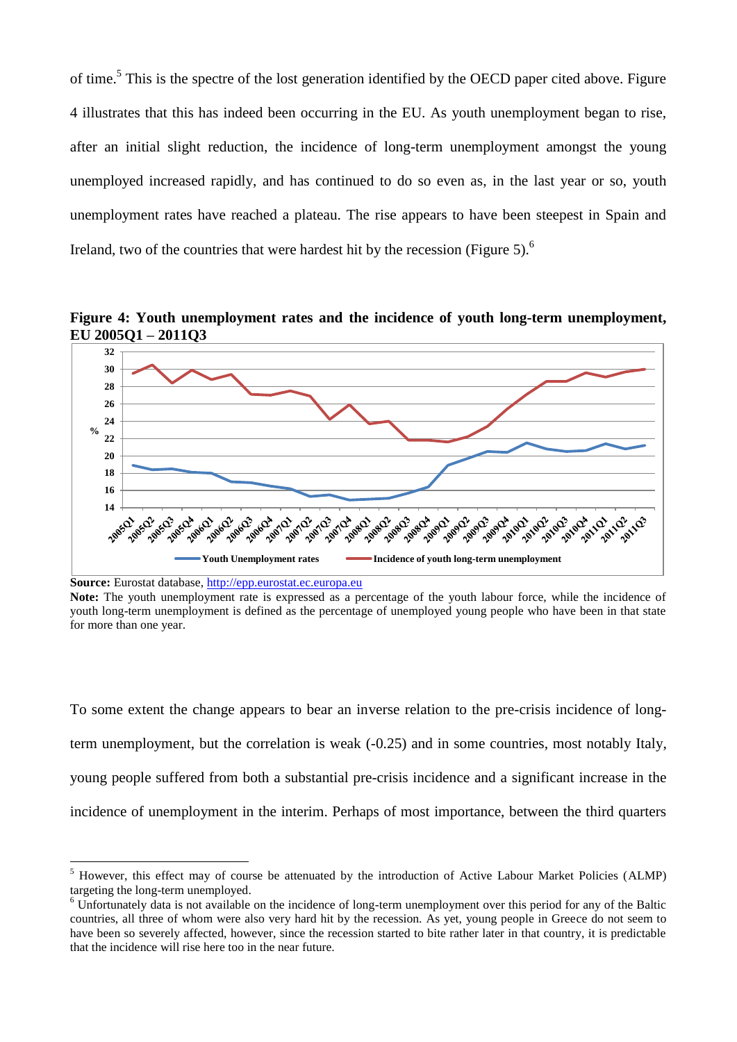of time.[5] This is the spectre of the lost generation identified by the OECD paper cited above. Figure 4 illustrates that this has indeed been occurring in the EU. As youth unemployment began to rise, after an initial slight reduction, the incidence of long-term unemployment amongst the young unemployed increased rapidly, and has continued to do so even as, in the last year or so, youth unemployment rates have reached a plateau. The rise appears to have been steepest in Spain and Ireland, two of the countries that were hardest hit by the recession (Figure 5).[6]

**Figure 4: Youth unemployment rates and the incidence of youth long-term unemployment, EU 2005Q1 – 2011Q3**

**Source:** Eurostat database, http://epp.eurostat.ec.europa.eu

**Note:** The youth unemployment rate is expressed as a percentage of the youth labour force, while the incidence of youth long-term unemployment is defined as the percentage of unemployed young people who have been in that state for more than one year.

To some extent the change appears to bear an inverse relation to the pre-crisis incidence of long-term unemployment, but the correlation is weak (-0.25) and in some countries, most notably Italy, young people suffered from both a substantial pre-crisis incidence and a significant increase in the incidence of unemployment in the interim. Perhaps of most importance, between the third quarters

---

[5] However, this effect may of course be attenuated by the introduction of Active Labour Market Policies (ALMP) targeting the long-term unemployed.

[6] Unfortunately data is not available on the incidence of long-term unemployment over this period for any of the Baltic countries, all three of whom were also very hard hit by the recession. As yet, young people in Greece do not seem to have been so severely affected, however, since the recession started to bite rather later in that country, it is predictable that the incidence will rise here too in the near future.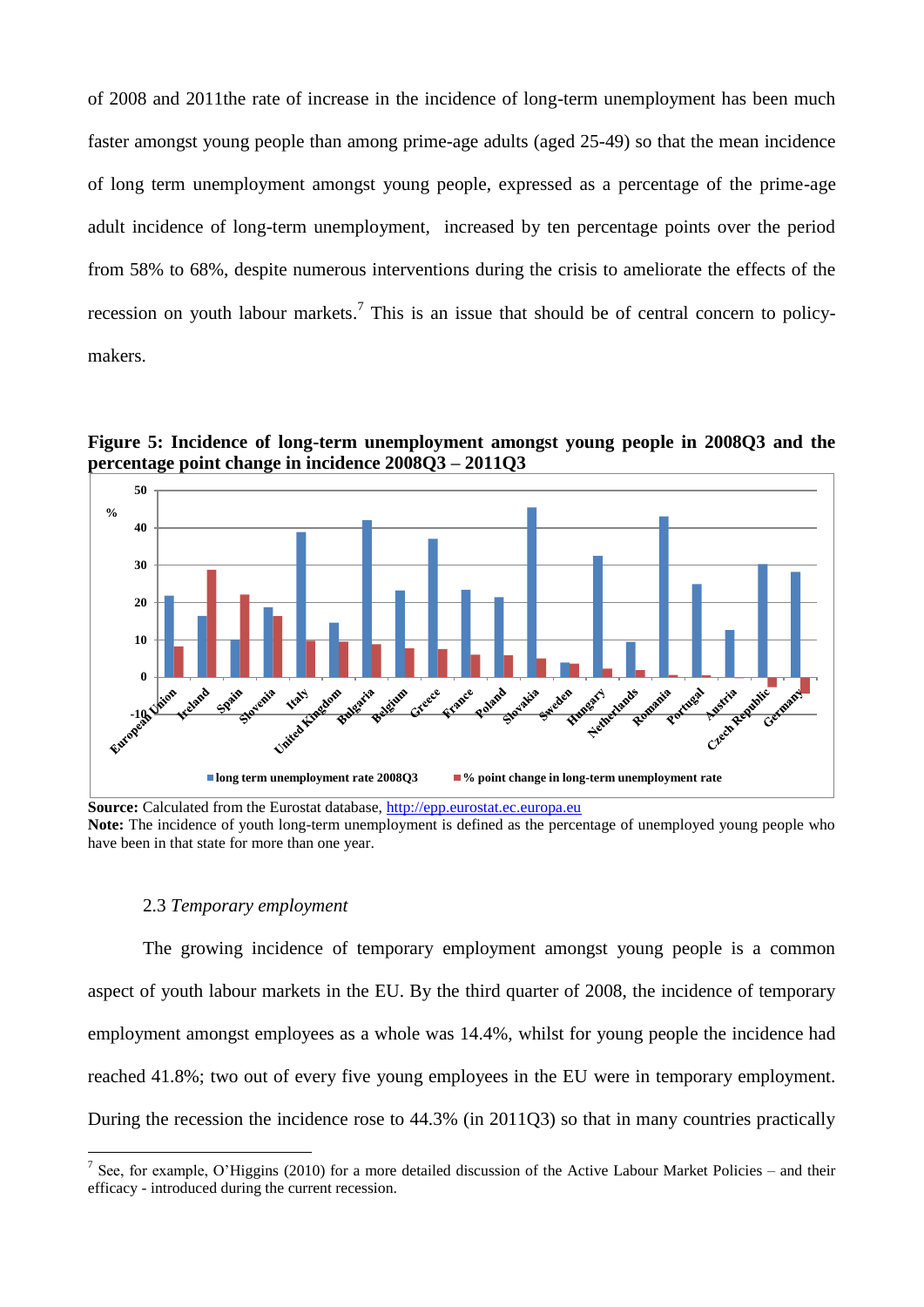of 2008 and 2011the rate of increase in the incidence of long-term unemployment has been much faster amongst young people than among prime-age adults (aged 25-49) so that the mean incidence of long term unemployment amongst young people, expressed as a percentage of the prime-age adult incidence of long-term unemployment, increased by ten percentage points over the period from 58% to 68%, despite numerous interventions during the crisis to ameliorate the effects of the recession on youth labour markets.[7] This is an issue that should be of central concern to policy-makers.

**Figure 5: Incidence of long-term unemployment amongst young people in 2008Q3 and the percentage point change in incidence 2008Q3 – 2011Q3**

**Source:** Calculated from the Eurostat database, http://epp.eurostat.ec.europa.eu

**Note:** The incidence of youth long-term unemployment is defined as the percentage of unemployed young people who have been in that state for more than one year.

### 2.3 *Temporary employment*

The growing incidence of temporary employment amongst young people is a common aspect of youth labour markets in the EU. By the third quarter of 2008, the incidence of temporary employment amongst employees as a whole was 14.4%, whilst for young people the incidence had reached 41.8%; two out of every five young employees in the EU were in temporary employment. During the recession the incidence rose to 44.3% (in 2011Q3) so that in many countries practically

[7] See, for example, O'Higgins (2010) for a more detailed discussion of the Active Labour Market Policies – and their efficacy - introduced during the current recession.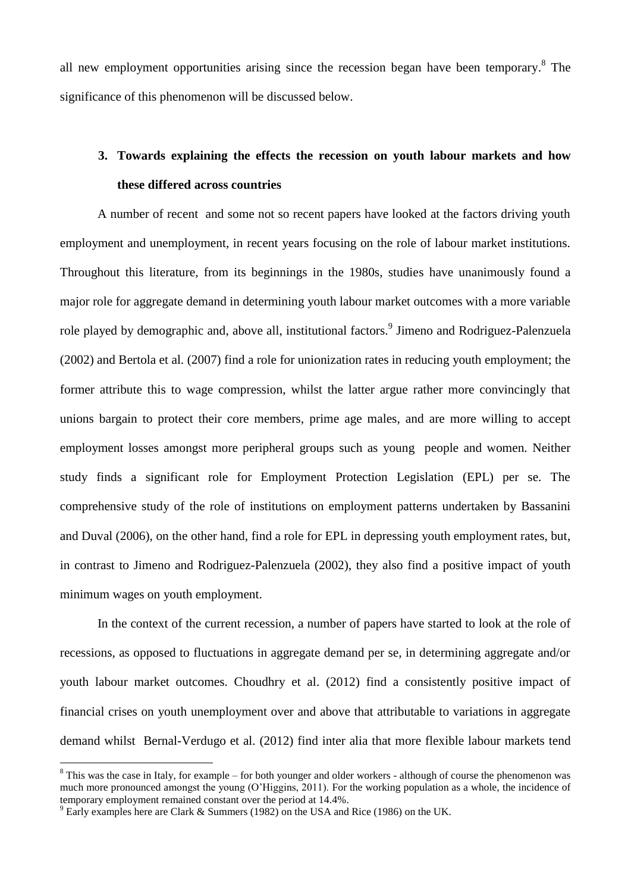all new employment opportunities arising since the recession began have been temporary.[8] The significance of this phenomenon will be discussed below.

## 3. Towards explaining the effects the recession on youth labour markets and how these differed across countries

A number of recent and some not so recent papers have looked at the factors driving youth employment and unemployment, in recent years focusing on the role of labour market institutions. Throughout this literature, from its beginnings in the 1980s, studies have unanimously found a major role for aggregate demand in determining youth labour market outcomes with a more variable role played by demographic and, above all, institutional factors.[9] Jimeno and Rodriguez-Palenzuela (2002) and Bertola et al. (2007) find a role for unionization rates in reducing youth employment; the former attribute this to wage compression, whilst the latter argue rather more convincingly that unions bargain to protect their core members, prime age males, and are more willing to accept employment losses amongst more peripheral groups such as young people and women. Neither study finds a significant role for Employment Protection Legislation (EPL) per se. The comprehensive study of the role of institutions on employment patterns undertaken by Bassanini and Duval (2006), on the other hand, find a role for EPL in depressing youth employment rates, but, in contrast to Jimeno and Rodriguez-Palenzuela (2002), they also find a positive impact of youth minimum wages on youth employment.

In the context of the current recession, a number of papers have started to look at the role of recessions, as opposed to fluctuations in aggregate demand per se, in determining aggregate and/or youth labour market outcomes. Choudhry et al. (2012) find a consistently positive impact of financial crises on youth unemployment over and above that attributable to variations in aggregate demand whilst Bernal-Verdugo et al. (2012) find inter alia that more flexible labour markets tend

[8] This was the case in Italy, for example – for both younger and older workers - although of course the phenomenon was much more pronounced amongst the young (O'Higgins, 2011). For the working population as a whole, the incidence of temporary employment remained constant over the period at 14.4%.

[9] Early examples here are Clark & Summers (1982) on the USA and Rice (1986) on the UK.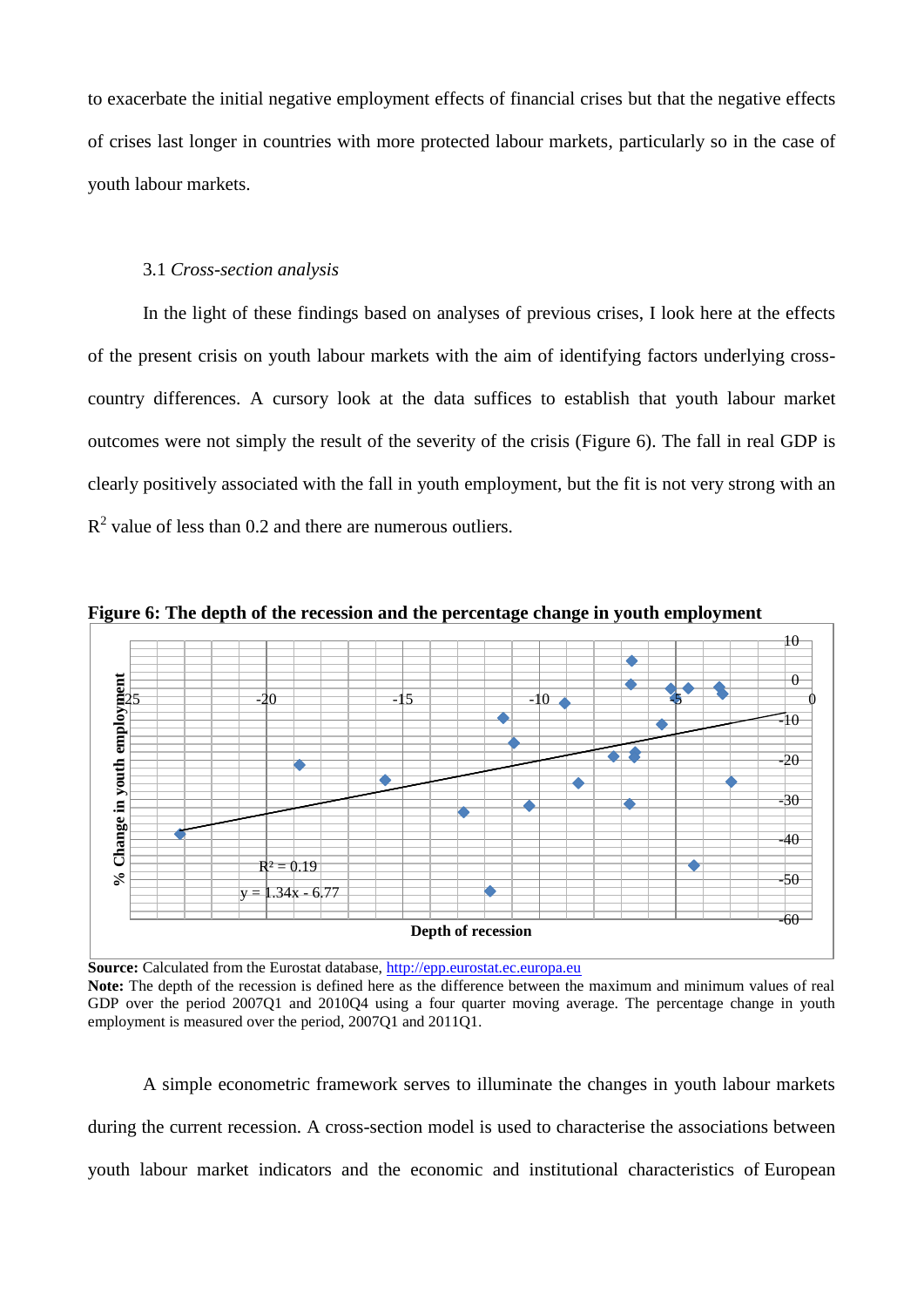to exacerbate the initial negative employment effects of financial crises but that the negative effects of crises last longer in countries with more protected labour markets, particularly so in the case of youth labour markets.

### 3.1 *Cross-section analysis*

In the light of these findings based on analyses of previous crises, I look here at the effects of the present crisis on youth labour markets with the aim of identifying factors underlying cross-country differences. A cursory look at the data suffices to establish that youth labour market outcomes were not simply the result of the severity of the crisis (Figure 6). The fall in real GDP is clearly positively associated with the fall in youth employment, but the fit is not very strong with an $R^2$ value of less than 0.2 and there are numerous outliers.

**Figure 6: The depth of the recession and the percentage change in youth employment**

$R^2 = 0.19$

$y = 1.34x - 6.77$

**Source:** Calculated from the Eurostat database, http://epp.eurostat.ec.europa.eu
**Note:** The depth of the recession is defined here as the difference between the maximum and minimum values of real GDP over the period 2007Q1 and 2010Q4 using a four quarter moving average. The percentage change in youth employment is measured over the period, 2007Q1 and 2011Q1.

A simple econometric framework serves to illuminate the changes in youth labour markets during the current recession. A cross-section model is used to characterise the associations between youth labour market indicators and the economic and institutional characteristics of European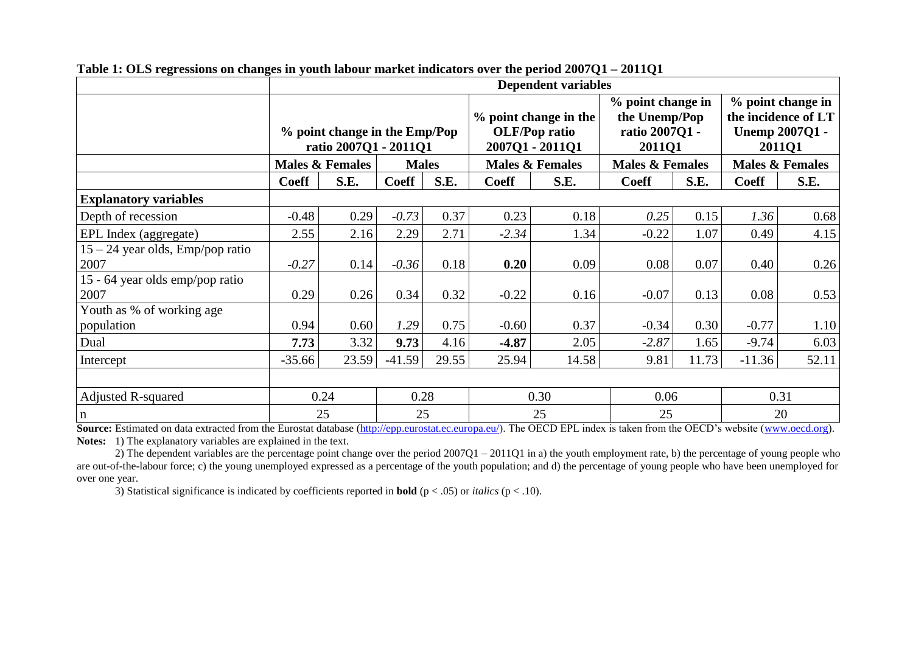**Table 1: OLS regressions on changes in youth labour market indicators over the period 2007Q1 – 2011Q1**

| | **Dependent variables** | | | | | | | | | |
|---|---|---|---|---|---|---|---|---|---|---|
| | **% point change in the Emp/Pop ratio 2007Q1 - 2011Q1** | | | | **% point change in the OLF/Pop ratio 2007Q1 - 2011Q1** | | **% point change in the Unemp/Pop ratio 2007Q1 - 2011Q1** | | **% point change in the incidence of LT Unemp 2007Q1 - 2011Q1** | |
| | **Males & Females** | | **Males** | | **Males & Females** | | **Males & Females** | | **Males & Females** | |
| | **Coeff** | **S.E.** | **Coeff** | **S.E.** | **Coeff** | **S.E.** | **Coeff** | **S.E.** | **Coeff** | **S.E.** |
| **Explanatory variables** | | | | | | | | | | |
| Depth of recession | -0.48 | 0.29 | *-0.73* | 0.37 | 0.23 | 0.18 | *0.25* | 0.15 | *1.36* | 0.68 |
| EPL Index (aggregate) | 2.55 | 2.16 | 2.29 | 2.71 | *-2.34* | 1.34 | -0.22 | 1.07 | 0.49 | 4.15 |
| 15 – 24 year olds, Emp/pop ratio 2007 | *-0.27* | 0.14 | *-0.36* | 0.18 | **0.20** | 0.09 | 0.08 | 0.07 | 0.40 | 0.26 |
| 15 - 64 year olds emp/pop ratio 2007 | 0.29 | 0.26 | 0.34 | 0.32 | -0.22 | 0.16 | -0.07 | 0.13 | 0.08 | 0.53 |
| Youth as % of working age population | 0.94 | 0.60 | *1.29* | 0.75 | -0.60 | 0.37 | -0.34 | 0.30 | -0.77 | 1.10 |
| Dual | **7.73** | 3.32 | **9.73** | 4.16 | **-4.87** | 2.05 | *-2.87* | 1.65 | -9.74 | 6.03 |
| Intercept | -35.66 | 23.59 | -41.59 | 29.55 | 25.94 | 14.58 | 9.81 | 11.73 | -11.36 | 52.11 |
| | | | | | | | | | | |
| Adjusted R-squared | 0.24 | | 0.28 | | 0.30 | | 0.06 | | 0.31 | |
| n | 25 | | 25 | | 25 | | 25 | | 20 | |

**Source:** Estimated on data extracted from the Eurostat database (http://epp.eurostat.ec.europa.eu/). The OECD EPL index is taken from the OECD's website (www.oecd.org).

**Notes:** 1) The explanatory variables are explained in the text.

2) The dependent variables are the percentage point change over the period 2007Q1 – 2011Q1 in a) the youth employment rate, b) the percentage of young people who are out-of-the-labour force; c) the young unemployed expressed as a percentage of the youth population; and d) the percentage of young people who have been unemployed for over one year.

3) Statistical significance is indicated by coefficients reported in **bold** ($p < .05$) or *italics* ($p < .10$).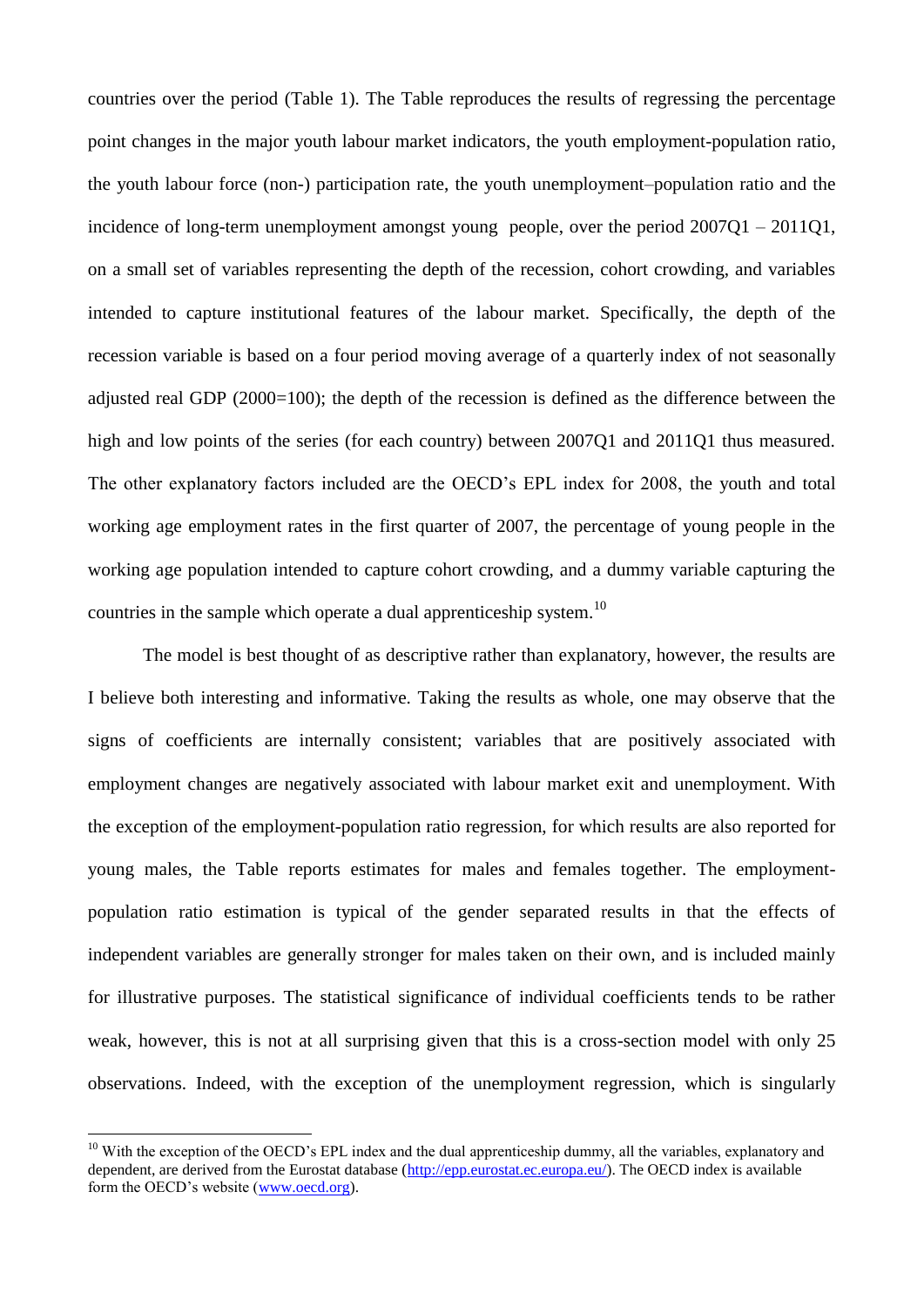countries over the period (Table 1). The Table reproduces the results of regressing the percentage point changes in the major youth labour market indicators, the youth employment-population ratio, the youth labour force (non-) participation rate, the youth unemployment–population ratio and the incidence of long-term unemployment amongst young people, over the period 2007Q1 – 2011Q1, on a small set of variables representing the depth of the recession, cohort crowding, and variables intended to capture institutional features of the labour market. Specifically, the depth of the recession variable is based on a four period moving average of a quarterly index of not seasonally adjusted real GDP (2000=100); the depth of the recession is defined as the difference between the high and low points of the series (for each country) between 2007Q1 and 2011Q1 thus measured. The other explanatory factors included are the OECD's EPL index for 2008, the youth and total working age employment rates in the first quarter of 2007, the percentage of young people in the working age population intended to capture cohort crowding, and a dummy variable capturing the countries in the sample which operate a dual apprenticeship system.[10]

The model is best thought of as descriptive rather than explanatory, however, the results are I believe both interesting and informative. Taking the results as whole, one may observe that the signs of coefficients are internally consistent; variables that are positively associated with employment changes are negatively associated with labour market exit and unemployment. With the exception of the employment-population ratio regression, for which results are also reported for young males, the Table reports estimates for males and females together. The employment-population ratio estimation is typical of the gender separated results in that the effects of independent variables are generally stronger for males taken on their own, and is included mainly for illustrative purposes. The statistical significance of individual coefficients tends to be rather weak, however, this is not at all surprising given that this is a cross-section model with only 25 observations. Indeed, with the exception of the unemployment regression, which is singularly

[10] With the exception of the OECD's EPL index and the dual apprenticeship dummy, all the variables, explanatory and dependent, are derived from the Eurostat database (http://epp.eurostat.ec.europa.eu/). The OECD index is available form the OECD's website (www.oecd.org).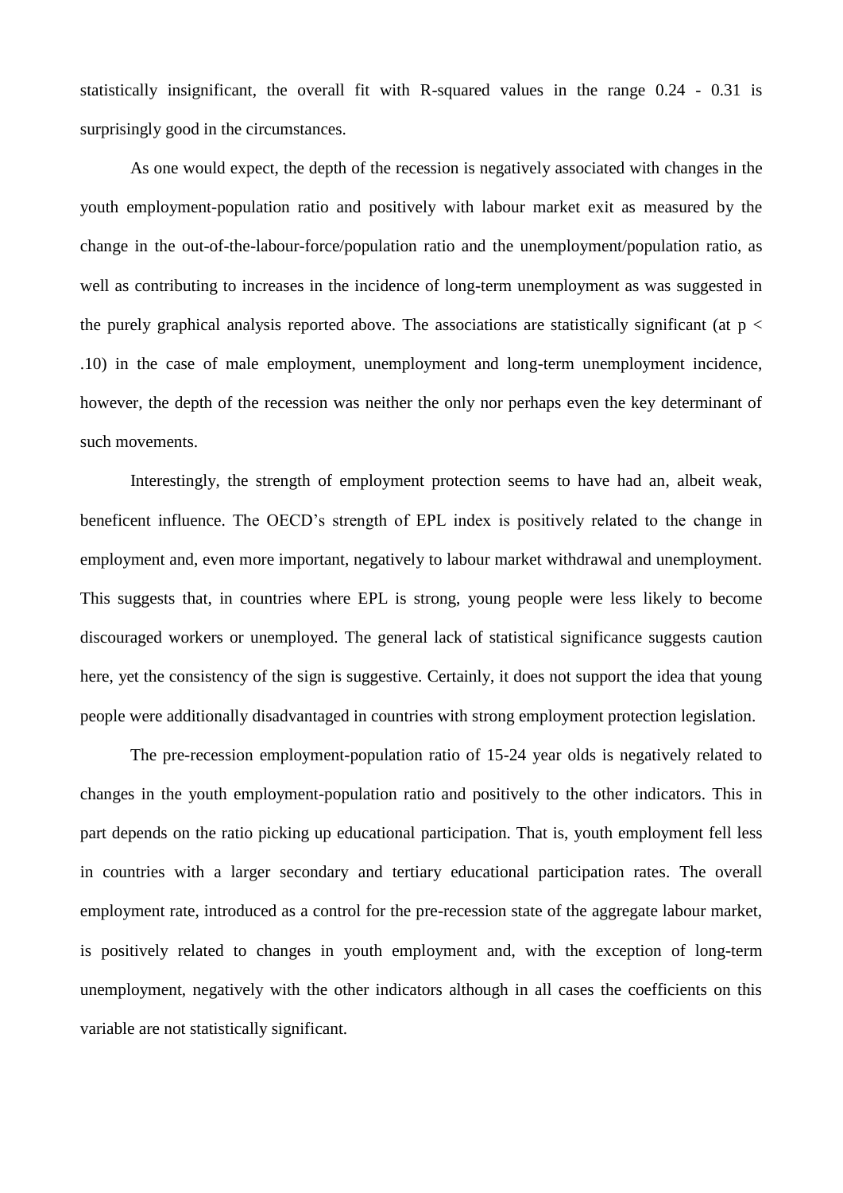statistically insignificant, the overall fit with R-squared values in the range 0.24 - 0.31 is surprisingly good in the circumstances.

As one would expect, the depth of the recession is negatively associated with changes in the youth employment-population ratio and positively with labour market exit as measured by the change in the out-of-the-labour-force/population ratio and the unemployment/population ratio, as well as contributing to increases in the incidence of long-term unemployment as was suggested in the purely graphical analysis reported above. The associations are statistically significant (at $p < .10$) in the case of male employment, unemployment and long-term unemployment incidence, however, the depth of the recession was neither the only nor perhaps even the key determinant of such movements.

Interestingly, the strength of employment protection seems to have had an, albeit weak, beneficent influence. The OECD's strength of EPL index is positively related to the change in employment and, even more important, negatively to labour market withdrawal and unemployment. This suggests that, in countries where EPL is strong, young people were less likely to become discouraged workers or unemployed. The general lack of statistical significance suggests caution here, yet the consistency of the sign is suggestive. Certainly, it does not support the idea that young people were additionally disadvantaged in countries with strong employment protection legislation.

The pre-recession employment-population ratio of 15-24 year olds is negatively related to changes in the youth employment-population ratio and positively to the other indicators. This in part depends on the ratio picking up educational participation. That is, youth employment fell less in countries with a larger secondary and tertiary educational participation rates. The overall employment rate, introduced as a control for the pre-recession state of the aggregate labour market, is positively related to changes in youth employment and, with the exception of long-term unemployment, negatively with the other indicators although in all cases the coefficients on this variable are not statistically significant.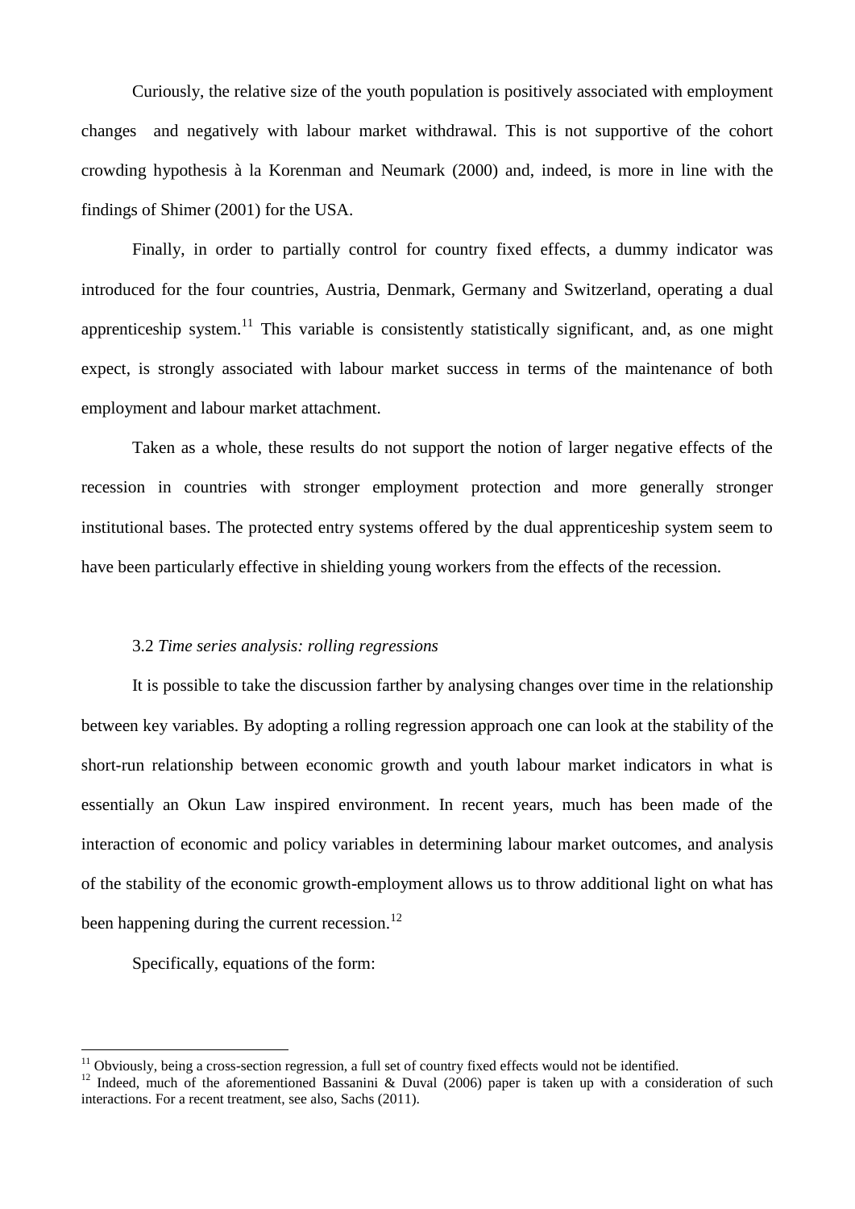Curiously, the relative size of the youth population is positively associated with employment changes  and negatively with labour market withdrawal. This is not supportive of the cohort crowding hypothesis à la Korenman and Neumark (2000) and, indeed, is more in line with the findings of Shimer (2001) for the USA.

Finally, in order to partially control for country fixed effects, a dummy indicator was introduced for the four countries, Austria, Denmark, Germany and Switzerland, operating a dual apprenticeship system.[11] This variable is consistently statistically significant, and, as one might expect, is strongly associated with labour market success in terms of the maintenance of both employment and labour market attachment.

Taken as a whole, these results do not support the notion of larger negative effects of the recession in countries with stronger employment protection and more generally stronger institutional bases. The protected entry systems offered by the dual apprenticeship system seem to have been particularly effective in shielding young workers from the effects of the recession.

### 3.2 *Time series analysis: rolling regressions*

It is possible to take the discussion farther by analysing changes over time in the relationship between key variables. By adopting a rolling regression approach one can look at the stability of the short-run relationship between economic growth and youth labour market indicators in what is essentially an Okun Law inspired environment. In recent years, much has been made of the interaction of economic and policy variables in determining labour market outcomes, and analysis of the stability of the economic growth-employment allows us to throw additional light on what has been happening during the current recession.[12]

Specifically, equations of the form:

---

[11] Obviously, being a cross-section regression, a full set of country fixed effects would not be identified.

[12] Indeed, much of the aforementioned Bassanini & Duval (2006) paper is taken up with a consideration of such interactions. For a recent treatment, see also, Sachs (2011).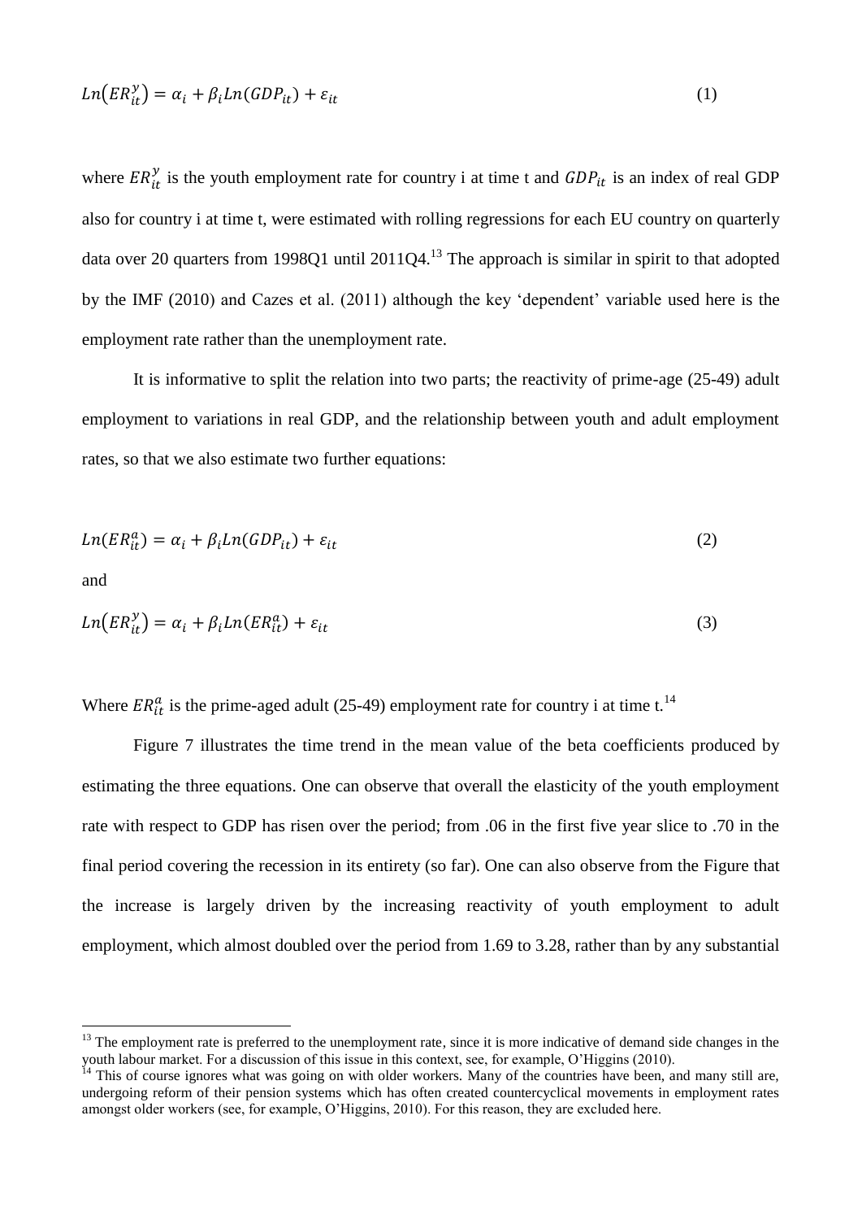$$Ln\left(ER_{it}^{y}\right) = \alpha_i + \beta_i Ln(GDP_{it}) + \varepsilon_{it} \tag{1}$$

where $ER_{it}^{y}$ is the youth employment rate for country i at time t and $GDP_{it}$ is an index of real GDP also for country i at time t, were estimated with rolling regressions for each EU country on quarterly data over 20 quarters from 1998Q1 until 2011Q4.[13] The approach is similar in spirit to that adopted by the IMF (2010) and Cazes et al. (2011) although the key 'dependent' variable used here is the employment rate rather than the unemployment rate.

It is informative to split the relation into two parts; the reactivity of prime-age (25-49) adult employment to variations in real GDP, and the relationship between youth and adult employment rates, so that we also estimate two further equations:

$$Ln(ER_{it}^{a}) = \alpha_i + \beta_i Ln(GDP_{it}) + \varepsilon_{it} \tag{2}$$

and

$$Ln\left(ER_{it}^{y}\right) = \alpha_i + \beta_i Ln(ER_{it}^{a}) + \varepsilon_{it} \tag{3}$$

Where $ER_{it}^{a}$ is the prime-aged adult (25-49) employment rate for country i at time t.[14]

Figure 7 illustrates the time trend in the mean value of the beta coefficients produced by estimating the three equations. One can observe that overall the elasticity of the youth employment rate with respect to GDP has risen over the period; from .06 in the first five year slice to .70 in the final period covering the recession in its entirety (so far). One can also observe from the Figure that the increase is largely driven by the increasing reactivity of youth employment to adult employment, which almost doubled over the period from 1.69 to 3.28, rather than by any substantial

---

[13] The employment rate is preferred to the unemployment rate, since it is more indicative of demand side changes in the youth labour market. For a discussion of this issue in this context, see, for example, O'Higgins (2010).

[14] This of course ignores what was going on with older workers. Many of the countries have been, and many still are, undergoing reform of their pension systems which has often created countercyclical movements in employment rates amongst older workers (see, for example, O'Higgins, 2010). For this reason, they are excluded here.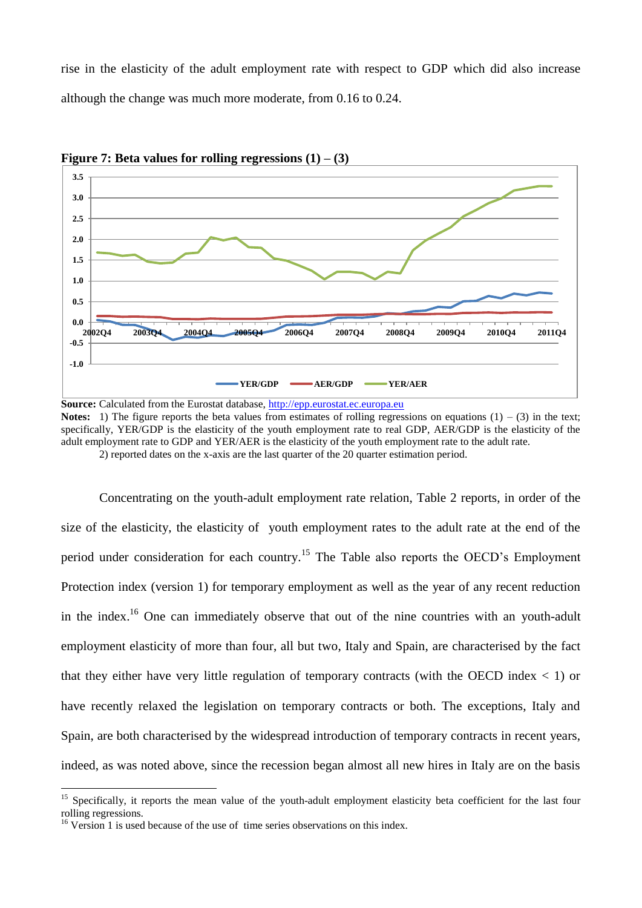rise in the elasticity of the adult employment rate with respect to GDP which did also increase although the change was much more moderate, from 0.16 to 0.24.

**Figure 7: Beta values for rolling regressions (1) – (3)**

**Source:** Calculated from the Eurostat database, http://epp.eurostat.ec.europa.eu

**Notes:** 1) The figure reports the beta values from estimates of rolling regressions on equations (1) – (3) in the text; specifically, YER/GDP is the elasticity of the youth employment rate to real GDP, AER/GDP is the elasticity of the adult employment rate to GDP and YER/AER is the elasticity of the youth employment rate to the adult rate.

2) reported dates on the x-axis are the last quarter of the 20 quarter estimation period.

Concentrating on the youth-adult employment rate relation, Table 2 reports, in order of the size of the elasticity, the elasticity of youth employment rates to the adult rate at the end of the period under consideration for each country.[15] The Table also reports the OECD's Employment Protection index (version 1) for temporary employment as well as the year of any recent reduction in the index.[16] One can immediately observe that out of the nine countries with an youth-adult employment elasticity of more than four, all but two, Italy and Spain, are characterised by the fact that they either have very little regulation of temporary contracts (with the OECD index < 1) or have recently relaxed the legislation on temporary contracts or both. The exceptions, Italy and Spain, are both characterised by the widespread introduction of temporary contracts in recent years, indeed, as was noted above, since the recession began almost all new hires in Italy are on the basis

[15] Specifically, it reports the mean value of the youth-adult employment elasticity beta coefficient for the last four rolling regressions.

[16] Version 1 is used because of the use of time series observations on this index.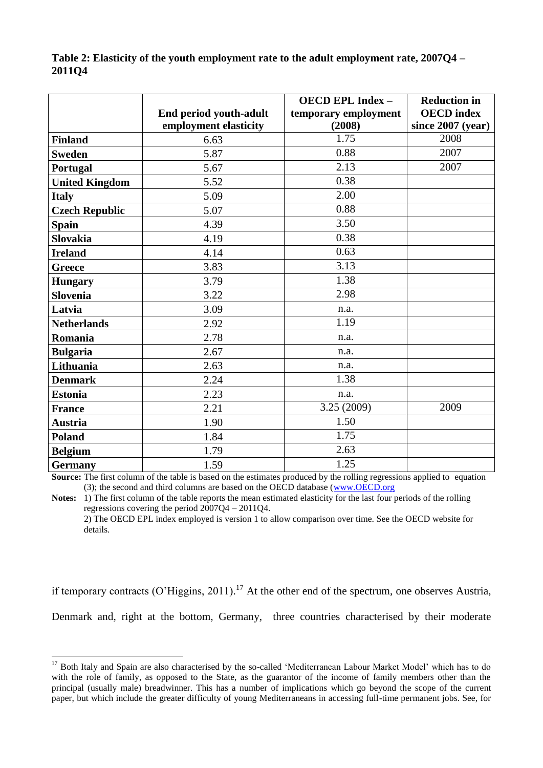**Table 2: Elasticity of the youth employment rate to the adult employment rate, 2007Q4 – 2011Q4**

| | End period youth-adult employment elasticity | OECD EPL Index – temporary employment (2008) | Reduction in OECD index since 2007 (year) |
|---|---|---|---|
| **Finland** | 6.63 | 1.75 | 2008 |
| **Sweden** | 5.87 | 0.88 | 2007 |
| **Portugal** | 5.67 | 2.13 | 2007 |
| **United Kingdom** | 5.52 | 0.38 | |
| **Italy** | 5.09 | 2.00 | |
| **Czech Republic** | 5.07 | 0.88 | |
| **Spain** | 4.39 | 3.50 | |
| **Slovakia** | 4.19 | 0.38 | |
| **Ireland** | 4.14 | 0.63 | |
| **Greece** | 3.83 | 3.13 | |
| **Hungary** | 3.79 | 1.38 | |
| **Slovenia** | 3.22 | 2.98 | |
| **Latvia** | 3.09 | n.a. | |
| **Netherlands** | 2.92 | 1.19 | |
| **Romania** | 2.78 | n.a. | |
| **Bulgaria** | 2.67 | n.a. | |
| **Lithuania** | 2.63 | n.a. | |
| **Denmark** | 2.24 | 1.38 | |
| **Estonia** | 2.23 | n.a. | |
| **France** | 2.21 | 3.25 (2009) | 2009 |
| **Austria** | 1.90 | 1.50 | |
| **Poland** | 1.84 | 1.75 | |
| **Belgium** | 1.79 | 2.63 | |
| **Germany** | 1.59 | 1.25 | |

**Source:** The first column of the table is based on the estimates produced by the rolling regressions applied to equation (3); the second and third columns are based on the OECD database (www.OECD.org

**Notes:** 1) The first column of the table reports the mean estimated elasticity for the last four periods of the rolling regressions covering the period 2007Q4 – 2011Q4.
2) The OECD EPL index employed is version 1 to allow comparison over time. See the OECD website for details.

if temporary contracts (O'Higgins, 2011).[17] At the other end of the spectrum, one observes Austria, Denmark and, right at the bottom, Germany, three countries characterised by their moderate

[17] Both Italy and Spain are also characterised by the so-called 'Mediterranean Labour Market Model' which has to do with the role of family, as opposed to the State, as the guarantor of the income of family members other than the principal (usually male) breadwinner. This has a number of implications which go beyond the scope of the current paper, but which include the greater difficulty of young Mediterraneans in accessing full-time permanent jobs. See, for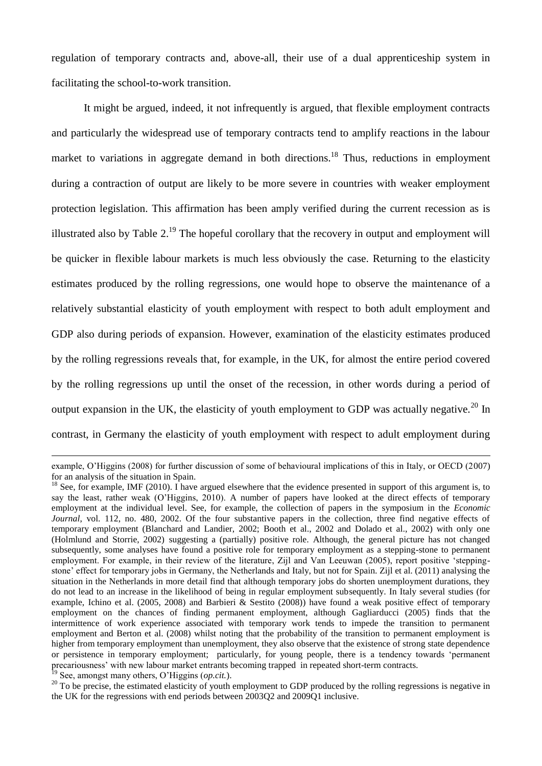regulation of temporary contracts and, above-all, their use of a dual apprenticeship system in facilitating the school-to-work transition.

It might be argued, indeed, it not infrequently is argued, that flexible employment contracts and particularly the widespread use of temporary contracts tend to amplify reactions in the labour market to variations in aggregate demand in both directions.[18] Thus, reductions in employment during a contraction of output are likely to be more severe in countries with weaker employment protection legislation. This affirmation has been amply verified during the current recession as is illustrated also by Table 2.[19] The hopeful corollary that the recovery in output and employment will be quicker in flexible labour markets is much less obviously the case. Returning to the elasticity estimates produced by the rolling regressions, one would hope to observe the maintenance of a relatively substantial elasticity of youth employment with respect to both adult employment and GDP also during periods of expansion. However, examination of the elasticity estimates produced by the rolling regressions reveals that, for example, in the UK, for almost the entire period covered by the rolling regressions up until the onset of the recession, in other words during a period of output expansion in the UK, the elasticity of youth employment to GDP was actually negative.[20] In contrast, in Germany the elasticity of youth employment with respect to adult employment during

---

example, O'Higgins (2008) for further discussion of some of behavioural implications of this in Italy, or OECD (2007) for an analysis of the situation in Spain.

[18] See, for example, IMF (2010). I have argued elsewhere that the evidence presented in support of this argument is, to say the least, rather weak (O'Higgins, 2010). A number of papers have looked at the direct effects of temporary employment at the individual level. See, for example, the collection of papers in the symposium in the *Economic Journal*, vol. 112, no. 480, 2002. Of the four substantive papers in the collection, three find negative effects of temporary employment (Blanchard and Landier, 2002; Booth et al., 2002 and Dolado et al., 2002) with only one (Holmlund and Storrie, 2002) suggesting a (partially) positive role. Although, the general picture has not changed subsequently, some analyses have found a positive role for temporary employment as a stepping-stone to permanent employment. For example, in their review of the literature, Zijl and Van Leeuwan (2005), report positive 'stepping-stone' effect for temporary jobs in Germany, the Netherlands and Italy, but not for Spain. Zijl et al. (2011) analysing the situation in the Netherlands in more detail find that although temporary jobs do shorten unemployment durations, they do not lead to an increase in the likelihood of being in regular employment subsequently. In Italy several studies (for example, Ichino et al. (2005, 2008) and Barbieri & Sestito (2008)) have found a weak positive effect of temporary employment on the chances of finding permanent employment, although Gagliarducci (2005) finds that the intermittence of work experience associated with temporary work tends to impede the transition to permanent employment and Berton et al. (2008) whilst noting that the probability of the transition to permanent employment is higher from temporary employment than unemployment, they also observe that the existence of strong state dependence or persistence in temporary employment; particularly, for young people, there is a tendency towards 'permanent precariousness' with new labour market entrants becoming trapped in repeated short-term contracts.

[19] See, amongst many others, O'Higgins (*op.cit.*).

[20] To be precise, the estimated elasticity of youth employment to GDP produced by the rolling regressions is negative in the UK for the regressions with end periods between 2003Q2 and 2009Q1 inclusive.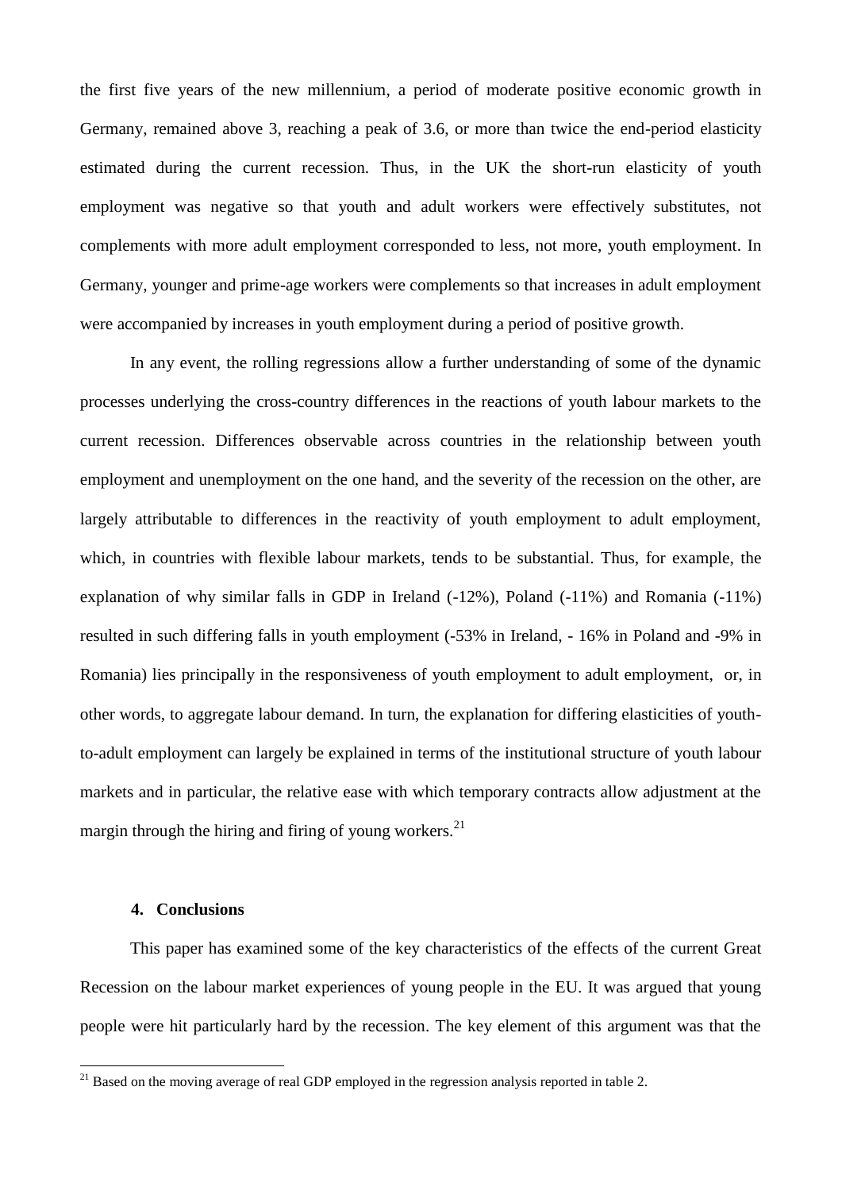the first five years of the new millennium, a period of moderate positive economic growth in Germany, remained above 3, reaching a peak of 3.6, or more than twice the end-period elasticity estimated during the current recession. Thus, in the UK the short-run elasticity of youth employment was negative so that youth and adult workers were effectively substitutes, not complements with more adult employment corresponded to less, not more, youth employment. In Germany, younger and prime-age workers were complements so that increases in adult employment were accompanied by increases in youth employment during a period of positive growth.

In any event, the rolling regressions allow a further understanding of some of the dynamic processes underlying the cross-country differences in the reactions of youth labour markets to the current recession. Differences observable across countries in the relationship between youth employment and unemployment on the one hand, and the severity of the recession on the other, are largely attributable to differences in the reactivity of youth employment to adult employment, which, in countries with flexible labour markets, tends to be substantial. Thus, for example, the explanation of why similar falls in GDP in Ireland (-12%), Poland (-11%) and Romania (-11%) resulted in such differing falls in youth employment (-53% in Ireland, - 16% in Poland and -9% in Romania) lies principally in the responsiveness of youth employment to adult employment, or, in other words, to aggregate labour demand. In turn, the explanation for differing elasticities of youth-to-adult employment can largely be explained in terms of the institutional structure of youth labour markets and in particular, the relative ease with which temporary contracts allow adjustment at the margin through the hiring and firing of young workers.[21]

## 4. Conclusions

This paper has examined some of the key characteristics of the effects of the current Great Recession on the labour market experiences of young people in the EU. It was argued that young people were hit particularly hard by the recession. The key element of this argument was that the

[21] Based on the moving average of real GDP employed in the regression analysis reported in table 2.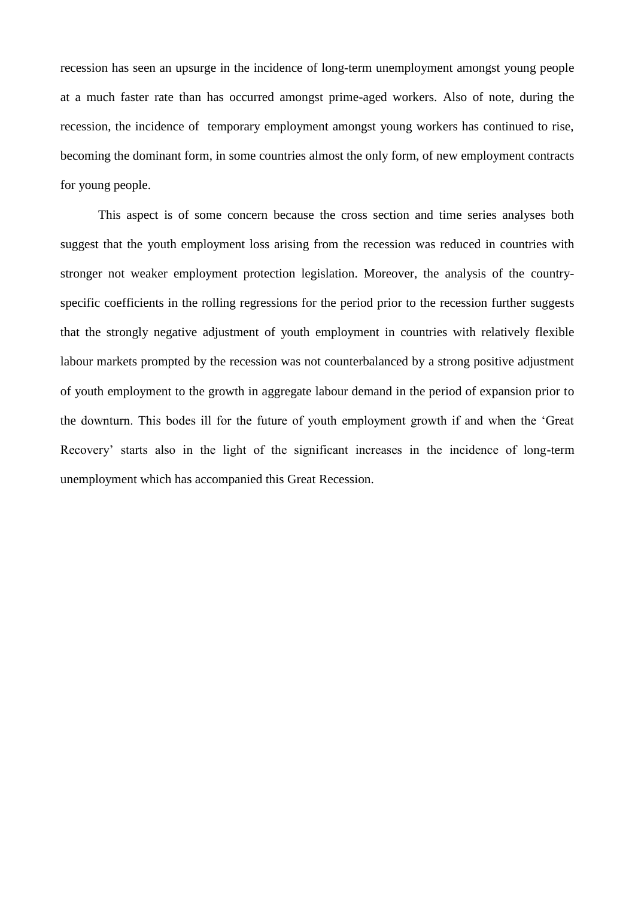recession has seen an upsurge in the incidence of long-term unemployment amongst young people at a much faster rate than has occurred amongst prime-aged workers. Also of note, during the recession, the incidence of temporary employment amongst young workers has continued to rise, becoming the dominant form, in some countries almost the only form, of new employment contracts for young people.

This aspect is of some concern because the cross section and time series analyses both suggest that the youth employment loss arising from the recession was reduced in countries with stronger not weaker employment protection legislation. Moreover, the analysis of the country-specific coefficients in the rolling regressions for the period prior to the recession further suggests that the strongly negative adjustment of youth employment in countries with relatively flexible labour markets prompted by the recession was not counterbalanced by a strong positive adjustment of youth employment to the growth in aggregate labour demand in the period of expansion prior to the downturn. This bodes ill for the future of youth employment growth if and when the 'Great Recovery' starts also in the light of the significant increases in the incidence of long-term unemployment which has accompanied this Great Recession.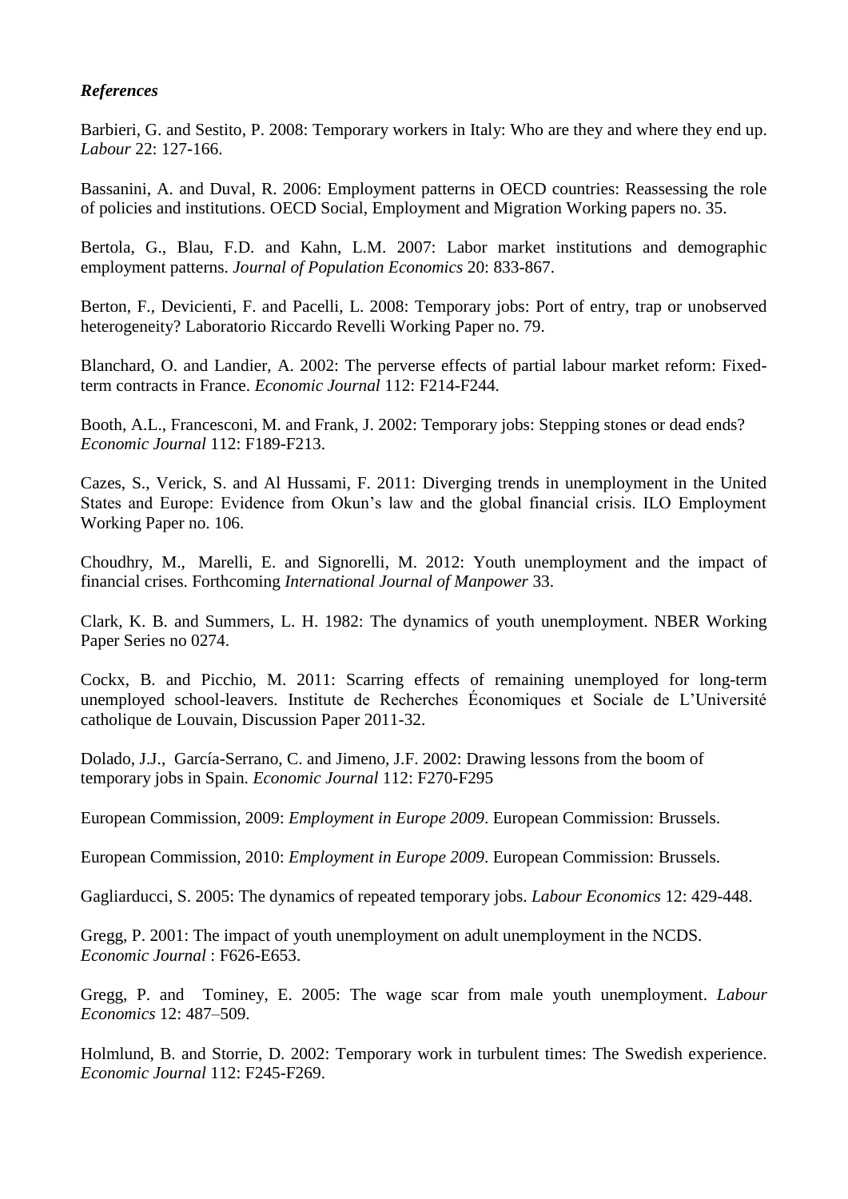### *References*

Barbieri, G. and Sestito, P. 2008: Temporary workers in Italy: Who are they and where they end up. *Labour* 22: 127-166.

Bassanini, A. and Duval, R. 2006: Employment patterns in OECD countries: Reassessing the role of policies and institutions. OECD Social, Employment and Migration Working papers no. 35.

Bertola, G., Blau, F.D. and Kahn, L.M. 2007: Labor market institutions and demographic employment patterns. *Journal of Population Economics* 20: 833-867.

Berton, F., Devicienti, F. and Pacelli, L. 2008: Temporary jobs: Port of entry, trap or unobserved heterogeneity? Laboratorio Riccardo Revelli Working Paper no. 79.

Blanchard, O. and Landier, A. 2002: The perverse effects of partial labour market reform: Fixed-term contracts in France. *Economic Journal* 112: F214-F244.

Booth, A.L., Francesconi, M. and Frank, J. 2002: Temporary jobs: Stepping stones or dead ends? *Economic Journal* 112: F189-F213.

Cazes, S., Verick, S. and Al Hussami, F. 2011: Diverging trends in unemployment in the United States and Europe: Evidence from Okun's law and the global financial crisis. ILO Employment Working Paper no. 106.

Choudhry, M., Marelli, E. and Signorelli, M. 2012: Youth unemployment and the impact of financial crises. Forthcoming *International Journal of Manpower* 33.

Clark, K. B. and Summers, L. H. 1982: The dynamics of youth unemployment. NBER Working Paper Series no 0274.

Cockx, B. and Picchio, M. 2011: Scarring effects of remaining unemployed for long-term unemployed school-leavers. Institute de Recherches Économiques et Sociale de L'Université catholique de Louvain, Discussion Paper 2011-32.

Dolado, J.J., García-Serrano, C. and Jimeno, J.F. 2002: Drawing lessons from the boom of temporary jobs in Spain. *Economic Journal* 112: F270-F295

European Commission, 2009: *Employment in Europe 2009*. European Commission: Brussels.

European Commission, 2010: *Employment in Europe 2009*. European Commission: Brussels.

Gagliarducci, S. 2005: The dynamics of repeated temporary jobs. *Labour Economics* 12: 429-448.

Gregg, P. 2001: The impact of youth unemployment on adult unemployment in the NCDS. *Economic Journal* : F626-E653.

Gregg, P. and Tominey, E. 2005: The wage scar from male youth unemployment. *Labour Economics* 12: 487–509.

Holmlund, B. and Storrie, D. 2002: Temporary work in turbulent times: The Swedish experience. *Economic Journal* 112: F245-F269.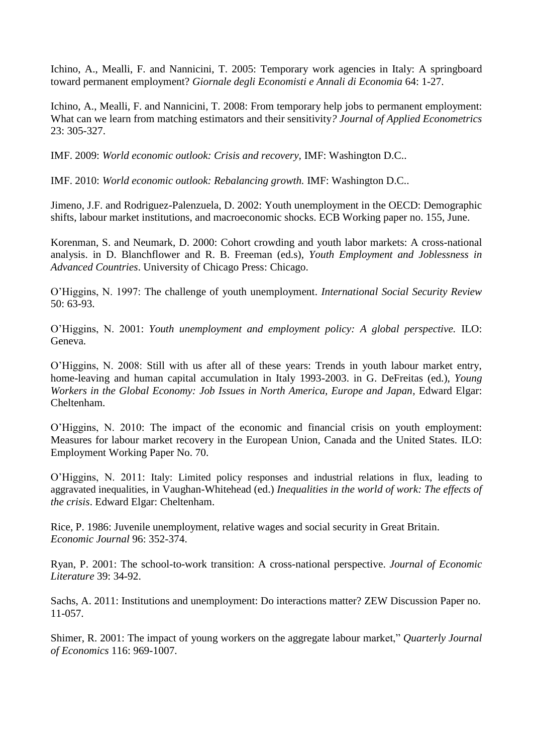Ichino, A., Mealli, F. and Nannicini, T. 2005: Temporary work agencies in Italy: A springboard toward permanent employment? *Giornale degli Economisti e Annali di Economia* 64: 1-27.

Ichino, A., Mealli, F. and Nannicini, T. 2008: From temporary help jobs to permanent employment: What can we learn from matching estimators and their sensitivity*? Journal of Applied Econometrics* 23: 305-327.

IMF. 2009: *World economic outlook: Crisis and recovery,* IMF: Washington D.C..

IMF. 2010: *World economic outlook: Rebalancing growth.* IMF: Washington D.C..

Jimeno, J.F. and Rodriguez-Palenzuela, D. 2002: Youth unemployment in the OECD: Demographic shifts, labour market institutions, and macroeconomic shocks. ECB Working paper no. 155, June.

Korenman, S. and Neumark, D. 2000: Cohort crowding and youth labor markets: A cross-national analysis. in D. Blanchflower and R. B. Freeman (ed.s), *Youth Employment and Joblessness in Advanced Countries*. University of Chicago Press: Chicago.

O'Higgins, N. 1997: The challenge of youth unemployment. *International Social Security Review* 50: 63-93.

O'Higgins, N. 2001: *Youth unemployment and employment policy: A global perspective.* ILO: Geneva.

O'Higgins, N. 2008: Still with us after all of these years: Trends in youth labour market entry, home-leaving and human capital accumulation in Italy 1993-2003. in G. DeFreitas (ed.), *Young Workers in the Global Economy: Job Issues in North America, Europe and Japan*, Edward Elgar: Cheltenham.

O'Higgins, N. 2010: The impact of the economic and financial crisis on youth employment: Measures for labour market recovery in the European Union, Canada and the United States. ILO: Employment Working Paper No. 70.

O'Higgins, N. 2011: Italy: Limited policy responses and industrial relations in flux, leading to aggravated inequalities, in Vaughan-Whitehead (ed.) *Inequalities in the world of work: The effects of the crisis*. Edward Elgar: Cheltenham.

Rice, P. 1986: Juvenile unemployment, relative wages and social security in Great Britain. *Economic Journal* 96: 352-374.

Ryan, P. 2001: The school-to-work transition: A cross-national perspective. *Journal of Economic Literature* 39: 34-92.

Sachs, A. 2011: Institutions and unemployment: Do interactions matter? ZEW Discussion Paper no. 11-057.

Shimer, R. 2001: The impact of young workers on the aggregate labour market," *Quarterly Journal of Economics* 116: 969-1007.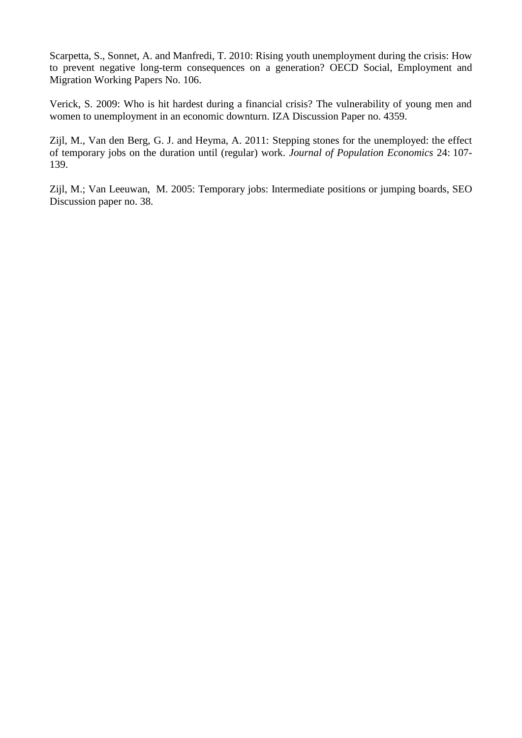Scarpetta, S., Sonnet, A. and Manfredi, T. 2010: Rising youth unemployment during the crisis: How to prevent negative long-term consequences on a generation? OECD Social, Employment and Migration Working Papers No. 106.

Verick, S. 2009: Who is hit hardest during a financial crisis? The vulnerability of young men and women to unemployment in an economic downturn. IZA Discussion Paper no. 4359.

Zijl, M., Van den Berg, G. J. and Heyma, A. 2011: Stepping stones for the unemployed: the effect of temporary jobs on the duration until (regular) work. *Journal of Population Economics* 24: 107-139.

Zijl, M.; Van Leeuwan, M. 2005: Temporary jobs: Intermediate positions or jumping boards, SEO Discussion paper no. 38.